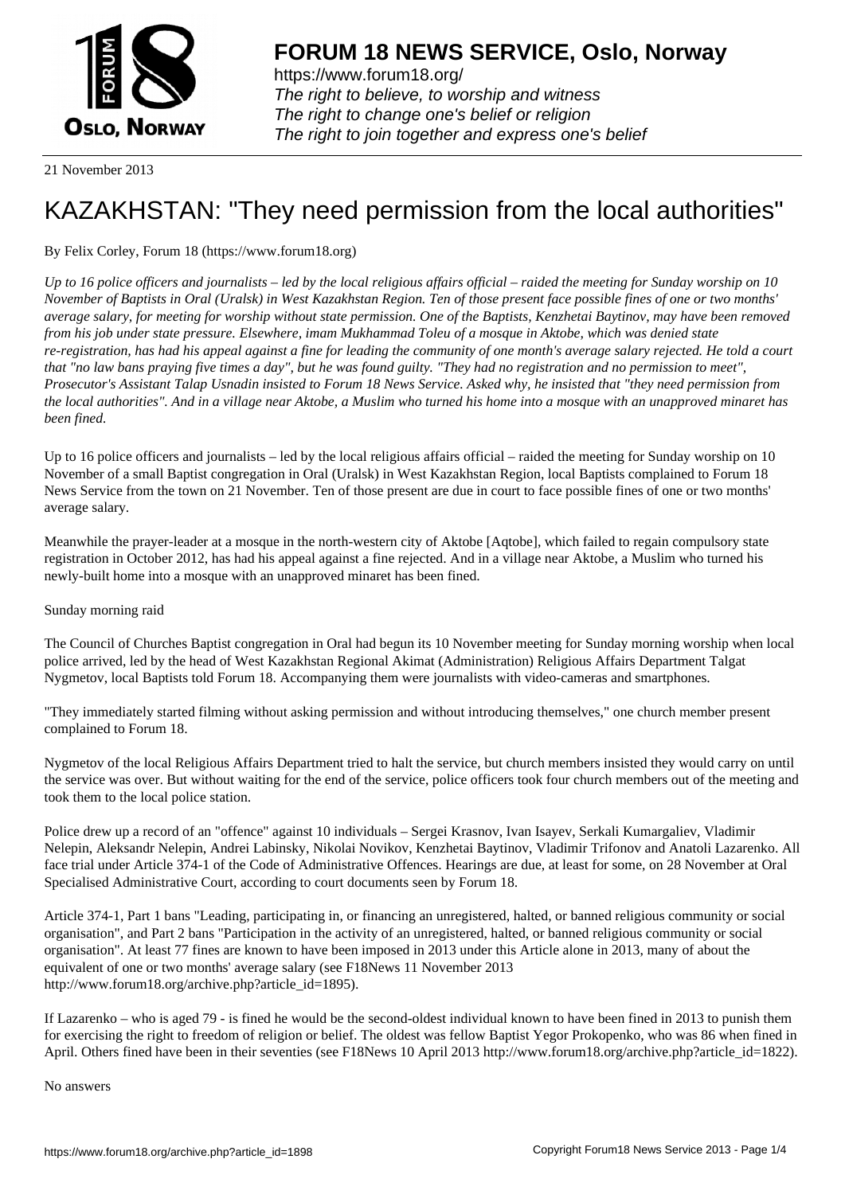# FORUM 18 NEWS SERVICE, Oslo, Norway

https://www.forum18.org/
*The right to believe, to worship and witness*
*The right to change one's belief or religion*
*The right to join together and express one's belief*

21 November 2013

# KAZAKHSTAN: "They need permission from the local authorities"

By Felix Corley, Forum 18 (https://www.forum18.org)

*Up to 16 police officers and journalists – led by the local religious affairs official – raided the meeting for Sunday worship on 10 November of Baptists in Oral (Uralsk) in West Kazakhstan Region. Ten of those present face possible fines of one or two months' average salary, for meeting for worship without state permission. One of the Baptists, Kenzhetai Baytinov, may have been removed from his job under state pressure. Elsewhere, imam Mukhammad Toleu of a mosque in Aktobe, which was denied state re-registration, has had his appeal against a fine for leading the community of one month's average salary rejected. He told a court that "no law bans praying five times a day", but he was found guilty. "They had no registration and no permission to meet", Prosecutor's Assistant Talap Usnadin insisted to Forum 18 News Service. Asked why, he insisted that "they need permission from the local authorities". And in a village near Aktobe, a Muslim who turned his home into a mosque with an unapproved minaret has been fined.*

Up to 16 police officers and journalists – led by the local religious affairs official – raided the meeting for Sunday worship on 10 November of a small Baptist congregation in Oral (Uralsk) in West Kazakhstan Region, local Baptists complained to Forum 18 News Service from the town on 21 November. Ten of those present are due in court to face possible fines of one or two months' average salary.

Meanwhile the prayer-leader at a mosque in the north-western city of Aktobe [Aqtobe], which failed to regain compulsory state registration in October 2012, has had his appeal against a fine rejected. And in a village near Aktobe, a Muslim who turned his newly-built home into a mosque with an unapproved minaret has been fined.

Sunday morning raid

The Council of Churches Baptist congregation in Oral had begun its 10 November meeting for Sunday morning worship when local police arrived, led by the head of West Kazakhstan Regional Akimat (Administration) Religious Affairs Department Talgat Nygmetov, local Baptists told Forum 18. Accompanying them were journalists with video-cameras and smartphones.

"They immediately started filming without asking permission and without introducing themselves," one church member present complained to Forum 18.

Nygmetov of the local Religious Affairs Department tried to halt the service, but church members insisted they would carry on until the service was over. But without waiting for the end of the service, police officers took four church members out of the meeting and took them to the local police station.

Police drew up a record of an "offence" against 10 individuals – Sergei Krasnov, Ivan Isayev, Serkali Kumargaliev, Vladimir Nelepin, Aleksandr Nelepin, Andrei Labinsky, Nikolai Novikov, Kenzhetai Baytinov, Vladimir Trifonov and Anatoli Lazarenko. All face trial under Article 374-1 of the Code of Administrative Offences. Hearings are due, at least for some, on 28 November at Oral Specialised Administrative Court, according to court documents seen by Forum 18.

Article 374-1, Part 1 bans "Leading, participating in, or financing an unregistered, halted, or banned religious community or social organisation", and Part 2 bans "Participation in the activity of an unregistered, halted, or banned religious community or social organisation". At least 77 fines are known to have been imposed in 2013 under this Article alone in 2013, many of about the equivalent of one or two months' average salary (see F18News 11 November 2013 http://www.forum18.org/archive.php?article_id=1895).

If Lazarenko – who is aged 79 - is fined he would be the second-oldest individual known to have been fined in 2013 to punish them for exercising the right to freedom of religion or belief. The oldest was fellow Baptist Yegor Prokopenko, who was 86 when fined in April. Others fined have been in their seventies (see F18News 10 April 2013 http://www.forum18.org/archive.php?article_id=1822).

No answers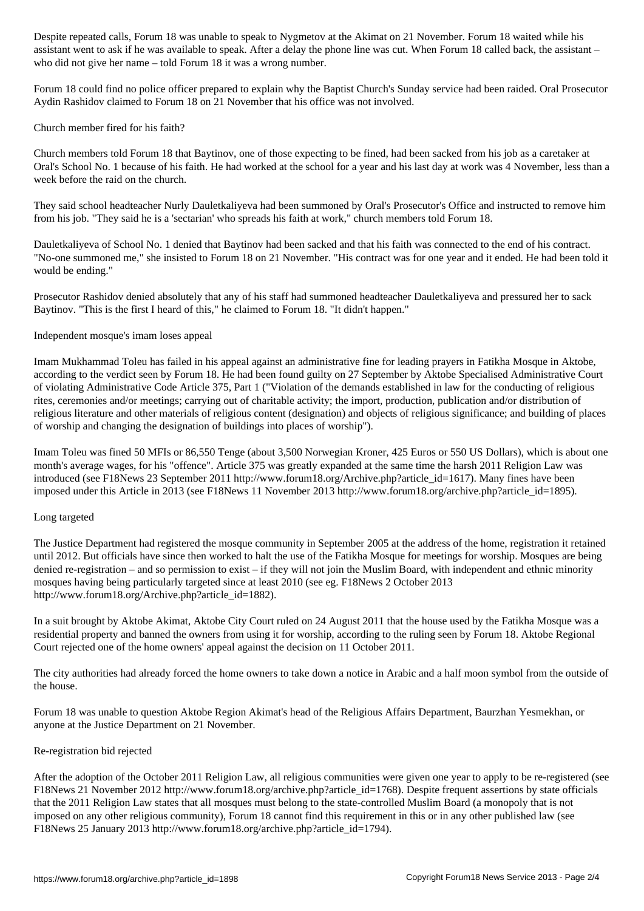Despite repeated calls, Forum 18 was unable to speak to Nygmetov at the Akimat on 21 November. Forum 18 waited while his assistant went to ask if he was available to speak. After a delay the phone line was cut. When Forum 18 called back, the assistant – who did not give her name – told Forum 18 it was a wrong number.

Forum 18 could find no police officer prepared to explain why the Baptist Church's Sunday service had been raided. Oral Prosecutor Aydin Rashidov claimed to Forum 18 on 21 November that his office was not involved.

## Church member fired for his faith?

Church members told Forum 18 that Baytinov, one of those expecting to be fined, had been sacked from his job as a caretaker at Oral's School No. 1 because of his faith. He had worked at the school for a year and his last day at work was 4 November, less than a week before the raid on the church.

They said school headteacher Nurly Dauletkaliyeva had been summoned by Oral's Prosecutor's Office and instructed to remove him from his job. "They said he is a 'sectarian' who spreads his faith at work," church members told Forum 18.

Dauletkaliyeva of School No. 1 denied that Baytinov had been sacked and that his faith was connected to the end of his contract. "No-one summoned me," she insisted to Forum 18 on 21 November. "His contract was for one year and it ended. He had been told it would be ending."

Prosecutor Rashidov denied absolutely that any of his staff had summoned headteacher Dauletkaliyeva and pressured her to sack Baytinov. "This is the first I heard of this," he claimed to Forum 18. "It didn't happen."

## Independent mosque's imam loses appeal

Imam Mukhammad Toleu has failed in his appeal against an administrative fine for leading prayers in Fatikha Mosque in Aktobe, according to the verdict seen by Forum 18. He had been found guilty on 27 September by Aktobe Specialised Administrative Court of violating Administrative Code Article 375, Part 1 ("Violation of the demands established in law for the conducting of religious rites, ceremonies and/or meetings; carrying out of charitable activity; the import, production, publication and/or distribution of religious literature and other materials of religious content (designation) and objects of religious significance; and building of places of worship and changing the designation of buildings into places of worship").

Imam Toleu was fined 50 MFIs or 86,550 Tenge (about 3,500 Norwegian Kroner, 425 Euros or 550 US Dollars), which is about one month's average wages, for his "offence". Article 375 was greatly expanded at the same time the harsh 2011 Religion Law was introduced (see F18News 23 September 2011 http://www.forum18.org/Archive.php?article_id=1617). Many fines have been imposed under this Article in 2013 (see F18News 11 November 2013 http://www.forum18.org/archive.php?article_id=1895).

## Long targeted

The Justice Department had registered the mosque community in September 2005 at the address of the home, registration it retained until 2012. But officials have since then worked to halt the use of the Fatikha Mosque for meetings for worship. Mosques are being denied re-registration – and so permission to exist – if they will not join the Muslim Board, with independent and ethnic minority mosques having being particularly targeted since at least 2010 (see eg. F18News 2 October 2013 http://www.forum18.org/Archive.php?article_id=1882).

In a suit brought by Aktobe Akimat, Aktobe City Court ruled on 24 August 2011 that the house used by the Fatikha Mosque was a residential property and banned the owners from using it for worship, according to the ruling seen by Forum 18. Aktobe Regional Court rejected one of the home owners' appeal against the decision on 11 October 2011.

The city authorities had already forced the home owners to take down a notice in Arabic and a half moon symbol from the outside of the house.

Forum 18 was unable to question Aktobe Region Akimat's head of the Religious Affairs Department, Baurzhan Yesmekhan, or anyone at the Justice Department on 21 November.

## Re-registration bid rejected

After the adoption of the October 2011 Religion Law, all religious communities were given one year to apply to be re-registered (see F18News 21 November 2012 http://www.forum18.org/archive.php?article_id=1768). Despite frequent assertions by state officials that the 2011 Religion Law states that all mosques must belong to the state-controlled Muslim Board (a monopoly that is not imposed on any other religious community), Forum 18 cannot find this requirement in this or in any other published law (see F18News 25 January 2013 http://www.forum18.org/archive.php?article_id=1794).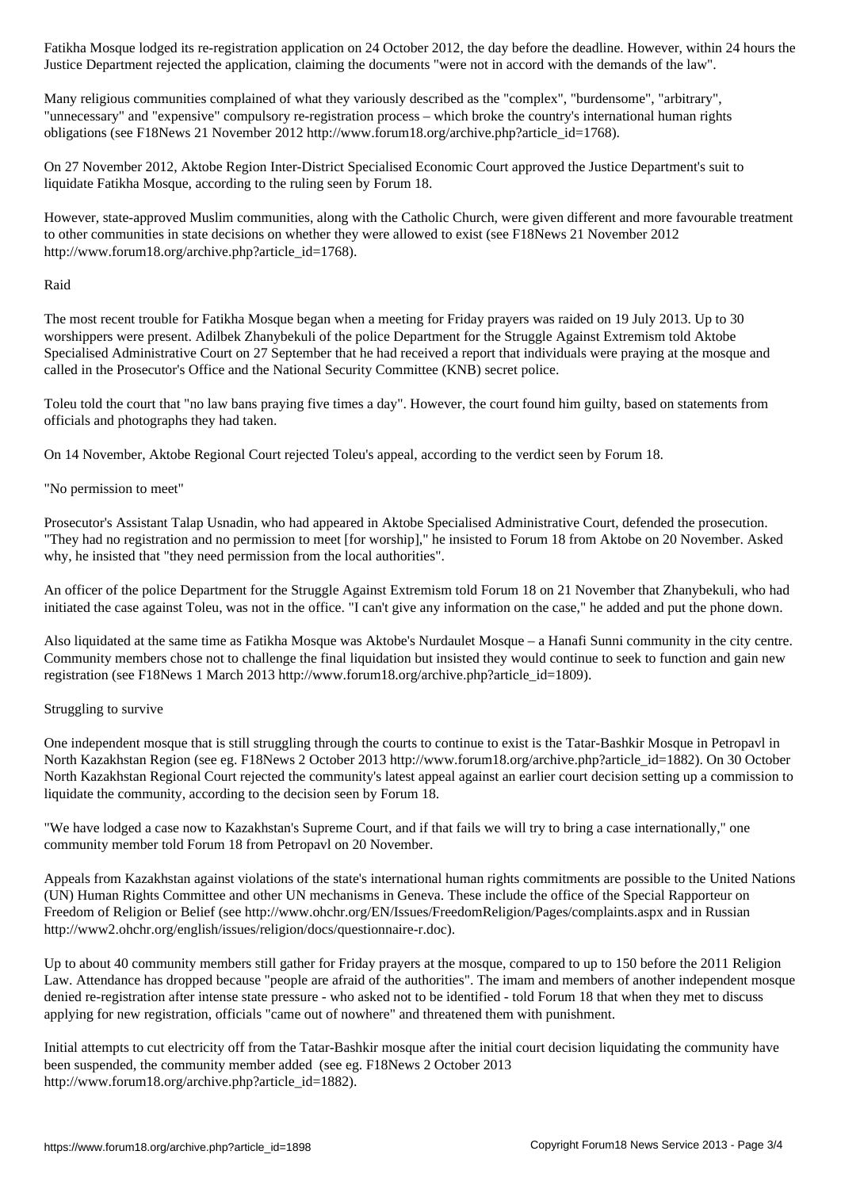Fatikha Mosque lodged its re-registration application on 24 October 2012, the day before the deadline. However, within 24 hours the Justice Department rejected the application, claiming the documents "were not in accord with the demands of the law".

Many religious communities complained of what they variously described as the "complex", "burdensome", "arbitrary", "unnecessary" and "expensive" compulsory re-registration process – which broke the country's international human rights obligations (see F18News 21 November 2012 http://www.forum18.org/archive.php?article_id=1768).

On 27 November 2012, Aktobe Region Inter-District Specialised Economic Court approved the Justice Department's suit to liquidate Fatikha Mosque, according to the ruling seen by Forum 18.

However, state-approved Muslim communities, along with the Catholic Church, were given different and more favourable treatment to other communities in state decisions on whether they were allowed to exist (see F18News 21 November 2012 http://www.forum18.org/archive.php?article_id=1768).

## Raid

The most recent trouble for Fatikha Mosque began when a meeting for Friday prayers was raided on 19 July 2013. Up to 30 worshippers were present. Adilbek Zhanybekuli of the police Department for the Struggle Against Extremism told Aktobe Specialised Administrative Court on 27 September that he had received a report that individuals were praying at the mosque and called in the Prosecutor's Office and the National Security Committee (KNB) secret police.

Toleu told the court that "no law bans praying five times a day". However, the court found him guilty, based on statements from officials and photographs they had taken.

On 14 November, Aktobe Regional Court rejected Toleu's appeal, according to the verdict seen by Forum 18.

## "No permission to meet"

Prosecutor's Assistant Talap Usnadin, who had appeared in Aktobe Specialised Administrative Court, defended the prosecution. "They had no registration and no permission to meet [for worship]," he insisted to Forum 18 from Aktobe on 20 November. Asked why, he insisted that "they need permission from the local authorities".

An officer of the police Department for the Struggle Against Extremism told Forum 18 on 21 November that Zhanybekuli, who had initiated the case against Toleu, was not in the office. "I can't give any information on the case," he added and put the phone down.

Also liquidated at the same time as Fatikha Mosque was Aktobe's Nurdaulet Mosque – a Hanafi Sunni community in the city centre. Community members chose not to challenge the final liquidation but insisted they would continue to seek to function and gain new registration (see F18News 1 March 2013 http://www.forum18.org/archive.php?article_id=1809).

## Struggling to survive

One independent mosque that is still struggling through the courts to continue to exist is the Tatar-Bashkir Mosque in Petropavl in North Kazakhstan Region (see eg. F18News 2 October 2013 http://www.forum18.org/archive.php?article_id=1882). On 30 October North Kazakhstan Regional Court rejected the community's latest appeal against an earlier court decision setting up a commission to liquidate the community, according to the decision seen by Forum 18.

"We have lodged a case now to Kazakhstan's Supreme Court, and if that fails we will try to bring a case internationally," one community member told Forum 18 from Petropavl on 20 November.

Appeals from Kazakhstan against violations of the state's international human rights commitments are possible to the United Nations (UN) Human Rights Committee and other UN mechanisms in Geneva. These include the office of the Special Rapporteur on Freedom of Religion or Belief (see http://www.ohchr.org/EN/Issues/FreedomReligion/Pages/complaints.aspx and in Russian http://www2.ohchr.org/english/issues/religion/docs/questionnaire-r.doc).

Up to about 40 community members still gather for Friday prayers at the mosque, compared to up to 150 before the 2011 Religion Law. Attendance has dropped because "people are afraid of the authorities". The imam and members of another independent mosque denied re-registration after intense state pressure - who asked not to be identified - told Forum 18 that when they met to discuss applying for new registration, officials "came out of nowhere" and threatened them with punishment.

Initial attempts to cut electricity off from the Tatar-Bashkir mosque after the initial court decision liquidating the community have been suspended, the community member added (see eg. F18News 2 October 2013 http://www.forum18.org/archive.php?article_id=1882).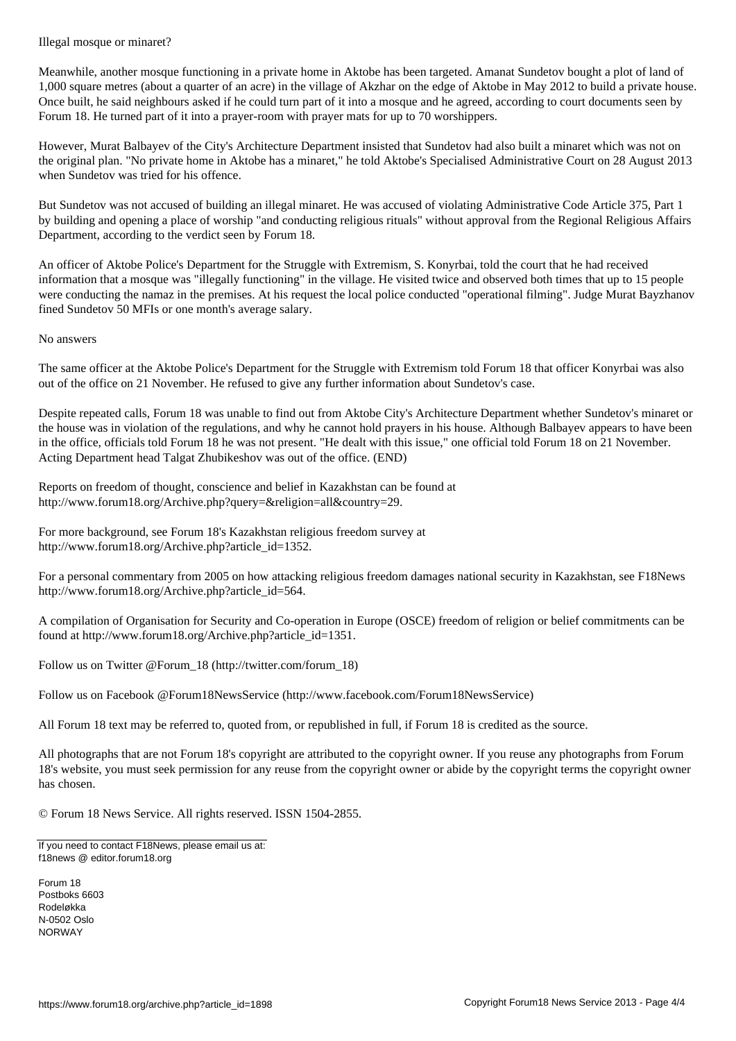## Illegal mosque or minaret?

Meanwhile, another mosque functioning in a private home in Aktobe has been targeted. Amanat Sundetov bought a plot of land of 1,000 square metres (about a quarter of an acre) in the village of Akzhar on the edge of Aktobe in May 2012 to build a private house. Once built, he said neighbours asked if he could turn part of it into a mosque and he agreed, according to court documents seen by Forum 18. He turned part of it into a prayer-room with prayer mats for up to 70 worshippers.

However, Murat Balbayev of the City's Architecture Department insisted that Sundetov had also built a minaret which was not on the original plan. "No private home in Aktobe has a minaret," he told Aktobe's Specialised Administrative Court on 28 August 2013 when Sundetov was tried for his offence.

But Sundetov was not accused of building an illegal minaret. He was accused of violating Administrative Code Article 375, Part 1 by building and opening a place of worship "and conducting religious rituals" without approval from the Regional Religious Affairs Department, according to the verdict seen by Forum 18.

An officer of Aktobe Police's Department for the Struggle with Extremism, S. Konyrbai, told the court that he had received information that a mosque was "illegally functioning" in the village. He visited twice and observed both times that up to 15 people were conducting the namaz in the premises. At his request the local police conducted "operational filming". Judge Murat Bayzhanov fined Sundetov 50 MFIs or one month's average salary.

## No answers

The same officer at the Aktobe Police's Department for the Struggle with Extremism told Forum 18 that officer Konyrbai was also out of the office on 21 November. He refused to give any further information about Sundetov's case.

Despite repeated calls, Forum 18 was unable to find out from Aktobe City's Architecture Department whether Sundetov's minaret or the house was in violation of the regulations, and why he cannot hold prayers in his house. Although Balbayev appears to have been in the office, officials told Forum 18 he was not present. "He dealt with this issue," one official told Forum 18 on 21 November. Acting Department head Talgat Zhubikeshov was out of the office. (END)

Reports on freedom of thought, conscience and belief in Kazakhstan can be found at http://www.forum18.org/Archive.php?query=&religion=all&country=29.

For more background, see Forum 18's Kazakhstan religious freedom survey at http://www.forum18.org/Archive.php?article_id=1352.

For a personal commentary from 2005 on how attacking religious freedom damages national security in Kazakhstan, see F18News http://www.forum18.org/Archive.php?article_id=564.

A compilation of Organisation for Security and Co-operation in Europe (OSCE) freedom of religion or belief commitments can be found at http://www.forum18.org/Archive.php?article_id=1351.

Follow us on Twitter @Forum_18 (http://twitter.com/forum_18)

Follow us on Facebook @Forum18NewsService (http://www.facebook.com/Forum18NewsService)

All Forum 18 text may be referred to, quoted from, or republished in full, if Forum 18 is credited as the source.

All photographs that are not Forum 18's copyright are attributed to the copyright owner. If you reuse any photographs from Forum 18's website, you must seek permission for any reuse from the copyright owner or abide by the copyright terms the copyright owner has chosen.

© Forum 18 News Service. All rights reserved. ISSN 1504-2855.

If you need to contact F18News, please email us at:
f18news @ editor.forum18.org

Forum 18
Postboks 6603
Rodeløkka
N-0502 Oslo
NORWAY